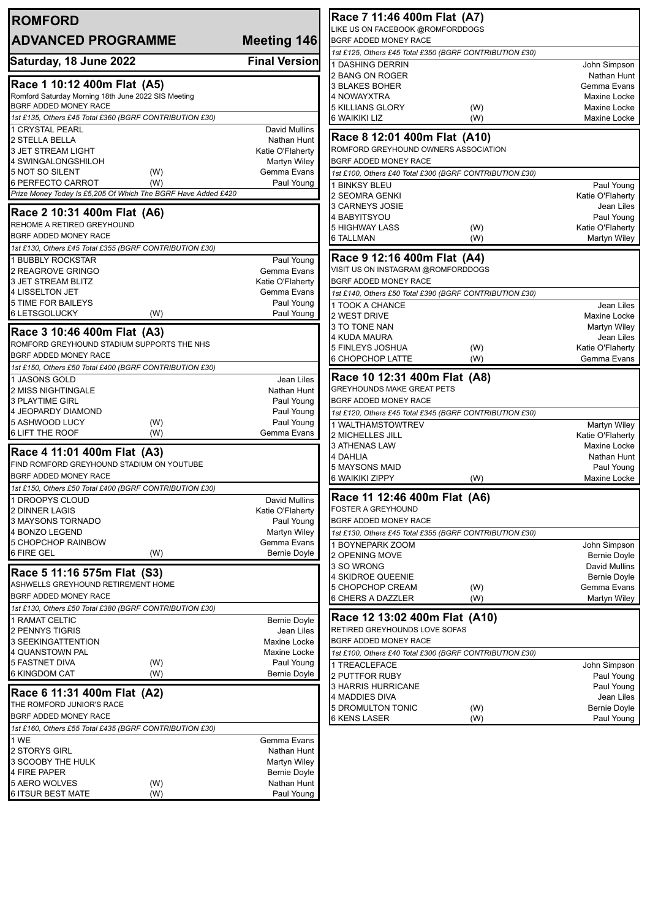# ROMFORD

## ADVANCED PROGRAMME — Meeting 146

**Saturday, 18 June 2022** — **Final Version**

### Race 1 10:12 400m Flat (A5)

Romford Saturday Morning 18th June 2022 SIS Meeting
BGRF ADDED MONEY RACE

*1st £135, Others £45 Total £360 (BGRF CONTRIBUTION £30)*

| Trap | Greyhound | | Trainer |
|---|---|---|---|
| 1 | CRYSTAL PEARL | | David Mullins |
| 2 | STELLA BELLA | | Nathan Hunt |
| 3 | JET STREAM LIGHT | | Katie O'Flaherty |
| 4 | SWINGALONGSHILOH | | Martyn Wiley |
| 5 | NOT SO SILENT | (W) | Gemma Evans |
| 6 | PERFECTO CARROT | (W) | Paul Young |

*Prize Money Today Is £5,205 Of Which The BGRF Have Added £420*

### Race 2 10:31 400m Flat (A6)

REHOME A RETIRED GREYHOUND
BGRF ADDED MONEY RACE

*1st £130, Others £45 Total £355 (BGRF CONTRIBUTION £30)*

| Trap | Greyhound | | Trainer |
|---|---|---|---|
| 1 | BUBBLY ROCKSTAR | | Paul Young |
| 2 | REAGROVE GRINGO | | Gemma Evans |
| 3 | JET STREAM BLITZ | | Katie O'Flaherty |
| 4 | LISSELTON JET | | Gemma Evans |
| 5 | TIME FOR BAILEYS | | Paul Young |
| 6 | LETSGOLUCKY | (W) | Paul Young |

### Race 3 10:46 400m Flat (A3)

ROMFORD GREYHOUND STADIUM SUPPORTS THE NHS
BGRF ADDED MONEY RACE

*1st £150, Others £50 Total £400 (BGRF CONTRIBUTION £30)*

| Trap | Greyhound | | Trainer |
|---|---|---|---|
| 1 | JASONS GOLD | | Jean Liles |
| 2 | MISS NIGHTINGALE | | Nathan Hunt |
| 3 | PLAYTIME GIRL | | Paul Young |
| 4 | JEOPARDY DIAMOND | | Paul Young |
| 5 | ASHWOOD LUCY | (W) | Paul Young |
| 6 | LIFT THE ROOF | (W) | Gemma Evans |

### Race 4 11:01 400m Flat (A3)

FIND ROMFORD GREYHOUND STADIUM ON YOUTUBE
BGRF ADDED MONEY RACE

*1st £150, Others £50 Total £400 (BGRF CONTRIBUTION £30)*

| Trap | Greyhound | | Trainer |
|---|---|---|---|
| 1 | DROOPYS CLOUD | | David Mullins |
| 2 | DINNER LAGIS | | Katie O'Flaherty |
| 3 | MAYSONS TORNADO | | Paul Young |
| 4 | BONZO LEGEND | | Martyn Wiley |
| 5 | CHOPCHOP RAINBOW | | Gemma Evans |
| 6 | FIRE GEL | (W) | Bernie Doyle |

### Race 5 11:16 575m Flat (S3)

ASHWELLS GREYHOUND RETIREMENT HOME
BGRF ADDED MONEY RACE

*1st £130, Others £50 Total £380 (BGRF CONTRIBUTION £30)*

| Trap | Greyhound | | Trainer |
|---|---|---|---|
| 1 | RAMAT CELTIC | | Bernie Doyle |
| 2 | PENNYS TIGRIS | | Jean Liles |
| 3 | SEEKINGATTENTION | | Maxine Locke |
| 4 | QUANSTOWN PAL | | Maxine Locke |
| 5 | FASTNET DIVA | (W) | Paul Young |
| 6 | KINGDOM CAT | (W) | Bernie Doyle |

### Race 6 11:31 400m Flat (A2)

THE ROMFORD JUNIOR'S RACE
BGRF ADDED MONEY RACE

*1st £160, Others £55 Total £435 (BGRF CONTRIBUTION £30)*

| Trap | Greyhound | | Trainer |
|---|---|---|---|
| 1 | WE | | Gemma Evans |
| 2 | STORYS GIRL | | Nathan Hunt |
| 3 | SCOOBY THE HULK | | Martyn Wiley |
| 4 | FIRE PAPER | | Bernie Doyle |
| 5 | AERO WOLVES | (W) | Nathan Hunt |
| 6 | ITSUR BEST MATE | (W) | Paul Young |

### Race 7 11:46 400m Flat (A7)

LIKE US ON FACEBOOK @ROMFORDDOGS
BGRF ADDED MONEY RACE

*1st £125, Others £45 Total £350 (BGRF CONTRIBUTION £30)*

| Trap | Greyhound | | Trainer |
|---|---|---|---|
| 1 | DASHING DERRIN | | John Simpson |
| 2 | BANG ON ROGER | | Nathan Hunt |
| 3 | BLAKES BOHER | | Gemma Evans |
| 4 | NOWAYXTRA | | Maxine Locke |
| 5 | KILLIANS GLORY | (W) | Maxine Locke |
| 6 | WAIKIKI LIZ | (W) | Maxine Locke |

### Race 8 12:01 400m Flat (A10)

ROMFORD GREYHOUND OWNERS ASSOCIATION
BGRF ADDED MONEY RACE

*1st £100, Others £40 Total £300 (BGRF CONTRIBUTION £30)*

| Trap | Greyhound | | Trainer |
|---|---|---|---|
| 1 | BINKSY BLEU | | Paul Young |
| 2 | SEOMRA GENKI | | Katie O'Flaherty |
| 3 | CARNEYS JOSIE | | Jean Liles |
| 4 | BABYITSYOU | | Paul Young |
| 5 | HIGHWAY LASS | (W) | Katie O'Flaherty |
| 6 | TALLMAN | (W) | Martyn Wiley |

### Race 9 12:16 400m Flat (A4)

VISIT US ON INSTAGRAM @ROMFORDDOGS
BGRF ADDED MONEY RACE

*1st £140, Others £50 Total £390 (BGRF CONTRIBUTION £30)*

| Trap | Greyhound | | Trainer |
|---|---|---|---|
| 1 | TOOK A CHANCE | | Jean Liles |
| 2 | WEST DRIVE | | Maxine Locke |
| 3 | TO TONE NAN | | Martyn Wiley |
| 4 | KUDA MAURA | | Jean Liles |
| 5 | FINLEYS JOSHUA | (W) | Katie O'Flaherty |
| 6 | CHOPCHOP LATTE | (W) | Gemma Evans |

### Race 10 12:31 400m Flat (A8)

GREYHOUNDS MAKE GREAT PETS
BGRF ADDED MONEY RACE

*1st £120, Others £45 Total £345 (BGRF CONTRIBUTION £30)*

| Trap | Greyhound | | Trainer |
|---|---|---|---|
| 1 | WALTHAMSTOWTREV | | Martyn Wiley |
| 2 | MICHELLES JILL | | Katie O'Flaherty |
| 3 | ATHENAS LAW | | Maxine Locke |
| 4 | DAHLIA | | Nathan Hunt |
| 5 | MAYSONS MAID | | Paul Young |
| 6 | WAIKIKI ZIPPY | (W) | Maxine Locke |

### Race 11 12:46 400m Flat (A6)

FOSTER A GREYHOUND
BGRF ADDED MONEY RACE

*1st £130, Others £45 Total £355 (BGRF CONTRIBUTION £30)*

| Trap | Greyhound | | Trainer |
|---|---|---|---|
| 1 | BOYNEPARK ZOOM | | John Simpson |
| 2 | OPENING MOVE | | Bernie Doyle |
| 3 | SO WRONG | | David Mullins |
| 4 | SKIDROE QUEENIE | | Bernie Doyle |
| 5 | CHOPCHOP CREAM | (W) | Gemma Evans |
| 6 | CHERS A DAZZLER | (W) | Martyn Wiley |

### Race 12 13:02 400m Flat (A10)

RETIRED GREYHOUNDS LOVE SOFAS
BGRF ADDED MONEY RACE

*1st £100, Others £40 Total £300 (BGRF CONTRIBUTION £30)*

| Trap | Greyhound | | Trainer |
|---|---|---|---|
| 1 | TREACLEFACE | | John Simpson |
| 2 | PUTTFOR RUBY | | Paul Young |
| 3 | HARRIS HURRICANE | | Paul Young |
| 4 | MADDIES DIVA | | Jean Liles |
| 5 | DROMULTON TONIC | (W) | Bernie Doyle |
| 6 | KENS LASER | (W) | Paul Young |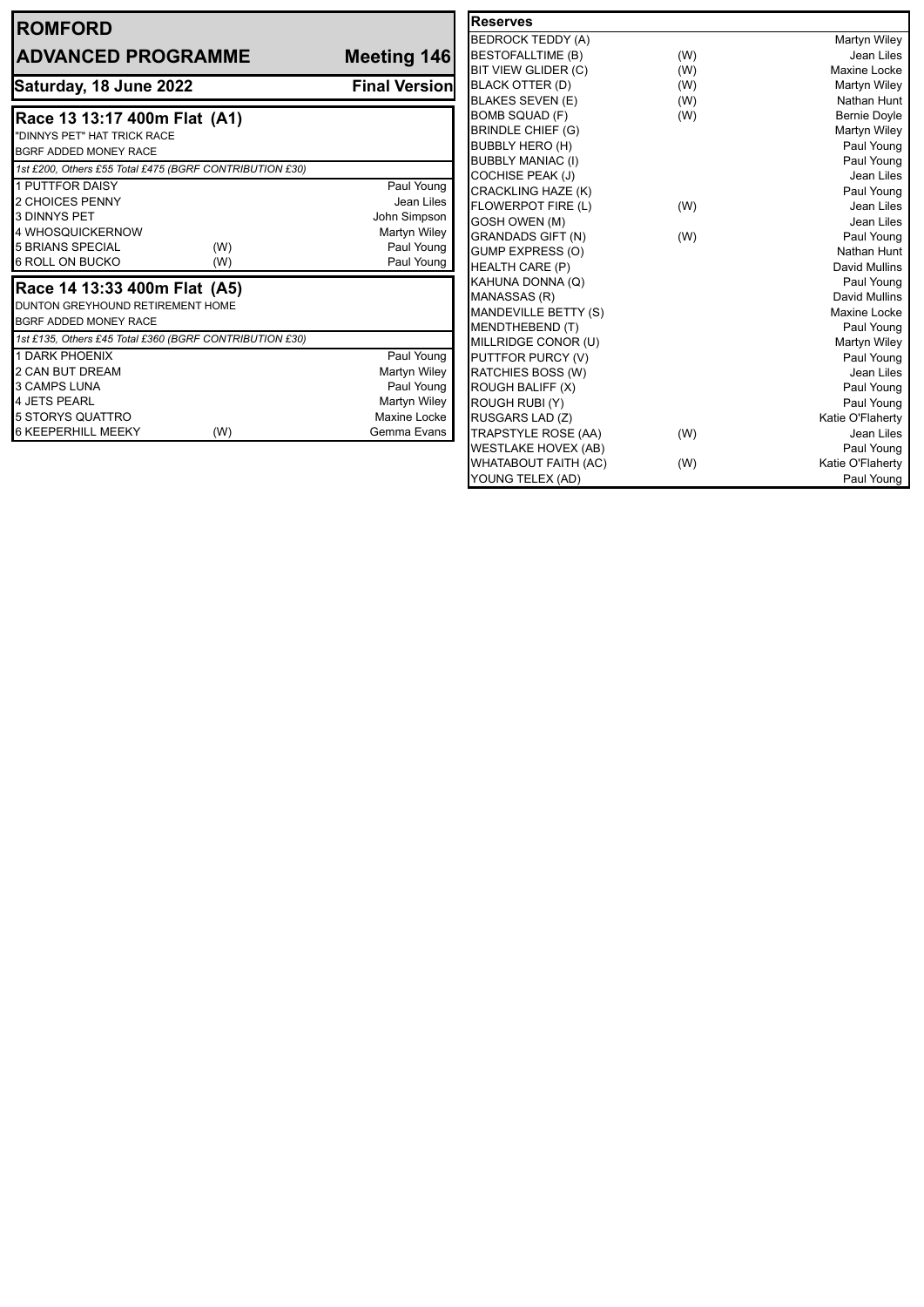# ROMFORD

## ADVANCED PROGRAMME — Meeting 146

**Saturday, 18 June 2022** — **Final Version**

### Race 13 13:17 400m Flat (A1)

"DINNYS PET" HAT TRICK RACE
BGRF ADDED MONEY RACE

*1st £200, Others £55 Total £475 (BGRF CONTRIBUTION £30)*

| | | |
|---|---|---|
| 1 PUTTFOR DAISY | | Paul Young |
| 2 CHOICES PENNY | | Jean Liles |
| 3 DINNYS PET | | John Simpson |
| 4 WHOSQUICKERNOW | | Martyn Wiley |
| 5 BRIANS SPECIAL | (W) | Paul Young |
| 6 ROLL ON BUCKO | (W) | Paul Young |

### Race 14 13:33 400m Flat (A5)

DUNTON GREYHOUND RETIREMENT HOME
BGRF ADDED MONEY RACE

*1st £135, Others £45 Total £360 (BGRF CONTRIBUTION £30)*

| | | |
|---|---|---|
| 1 DARK PHOENIX | | Paul Young |
| 2 CAN BUT DREAM | | Martyn Wiley |
| 3 CAMPS LUNA | | Paul Young |
| 4 JETS PEARL | | Martyn Wiley |
| 5 STORYS QUATTRO | | Maxine Locke |
| 6 KEEPERHILL MEEKY | (W) | Gemma Evans |

### Reserves

| | | |
|---|---|---|
| BEDROCK TEDDY (A) | | Martyn Wiley |
| BESTOFALLTIME (B) | (W) | Jean Liles |
| BIT VIEW GLIDER (C) | (W) | Maxine Locke |
| BLACK OTTER (D) | (W) | Martyn Wiley |
| BLAKES SEVEN (E) | (W) | Nathan Hunt |
| BOMB SQUAD (F) | (W) | Bernie Doyle |
| BRINDLE CHIEF (G) | | Martyn Wiley |
| BUBBLY HERO (H) | | Paul Young |
| BUBBLY MANIAC (I) | | Paul Young |
| COCHISE PEAK (J) | | Jean Liles |
| CRACKLING HAZE (K) | | Paul Young |
| FLOWERPOT FIRE (L) | (W) | Jean Liles |
| GOSH OWEN (M) | | Jean Liles |
| GRANDADS GIFT (N) | (W) | Paul Young |
| GUMP EXPRESS (O) | | Nathan Hunt |
| HEALTH CARE (P) | | David Mullins |
| KAHUNA DONNA (Q) | | Paul Young |
| MANASSAS (R) | | David Mullins |
| MANDEVILLE BETTY (S) | | Maxine Locke |
| MENDTHEBEND (T) | | Paul Young |
| MILLRIDGE CONOR (U) | | Martyn Wiley |
| PUTTFOR PURCY (V) | | Paul Young |
| RATCHIES BOSS (W) | | Jean Liles |
| ROUGH BALIFF (X) | | Paul Young |
| ROUGH RUBI (Y) | | Paul Young |
| RUSGARS LAD (Z) | | Katie O'Flaherty |
| TRAPSTYLE ROSE (AA) | (W) | Jean Liles |
| WESTLAKE HOVEX (AB) | | Paul Young |
| WHATABOUT FAITH (AC) | (W) | Katie O'Flaherty |
| YOUNG TELEX (AD) | | Paul Young |